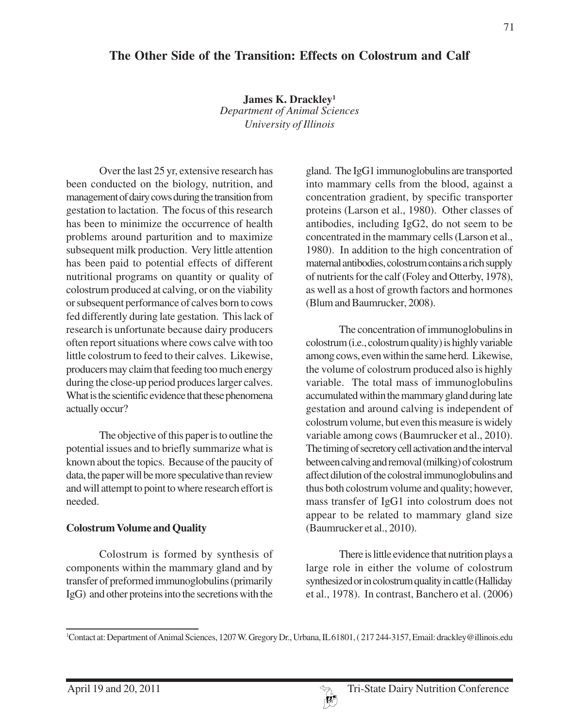# The Other Side of the Transition: Effects on Colostrum and Calf

**James K. Drackley**[1]
*Department of Animal Sciences*
*University of Illinois*

Over the last 25 yr, extensive research has been conducted on the biology, nutrition, and management of dairy cows during the transition from gestation to lactation. The focus of this research has been to minimize the occurrence of health problems around parturition and to maximize subsequent milk production. Very little attention has been paid to potential effects of different nutritional programs on quantity or quality of colostrum produced at calving, or on the viability or subsequent performance of calves born to cows fed differently during late gestation. This lack of research is unfortunate because dairy producers often report situations where cows calve with too little colostrum to feed to their calves. Likewise, producers may claim that feeding too much energy during the close-up period produces larger calves. What is the scientific evidence that these phenomena actually occur?

The objective of this paper is to outline the potential issues and to briefly summarize what is known about the topics. Because of the paucity of data, the paper will be more speculative than review and will attempt to point to where research effort is needed.

**Colostrum Volume and Quality**

Colostrum is formed by synthesis of components within the mammary gland and by transfer of preformed immunoglobulins (primarily IgG) and other proteins into the secretions with the gland. The IgG1 immunoglobulins are transported into mammary cells from the blood, against a concentration gradient, by specific transporter proteins (Larson et al., 1980). Other classes of antibodies, including IgG2, do not seem to be concentrated in the mammary cells (Larson et al., 1980). In addition to the high concentration of maternal antibodies, colostrum contains a rich supply of nutrients for the calf (Foley and Otterby, 1978), as well as a host of growth factors and hormones (Blum and Baumrucker, 2008).

The concentration of immunoglobulins in colostrum (i.e., colostrum quality) is highly variable among cows, even within the same herd. Likewise, the volume of colostrum produced also is highly variable. The total mass of immunoglobulins accumulated within the mammary gland during late gestation and around calving is independent of colostrum volume, but even this measure is widely variable among cows (Baumrucker et al., 2010). The timing of secretory cell activation and the interval between calving and removal (milking) of colostrum affect dilution of the colostral immunoglobulins and thus both colostrum volume and quality; however, mass transfer of IgG1 into colostrum does not appear to be related to mammary gland size (Baumrucker et al., 2010).

There is little evidence that nutrition plays a large role in either the volume of colostrum synthesized or in colostrum quality in cattle (Halliday et al., 1978). In contrast, Banchero et al. (2006)

[1]Contact at: Department of Animal Sciences, 1207 W. Gregory Dr., Urbana, IL 61801, ( 217 244-3157, Email: drackley@illinois.edu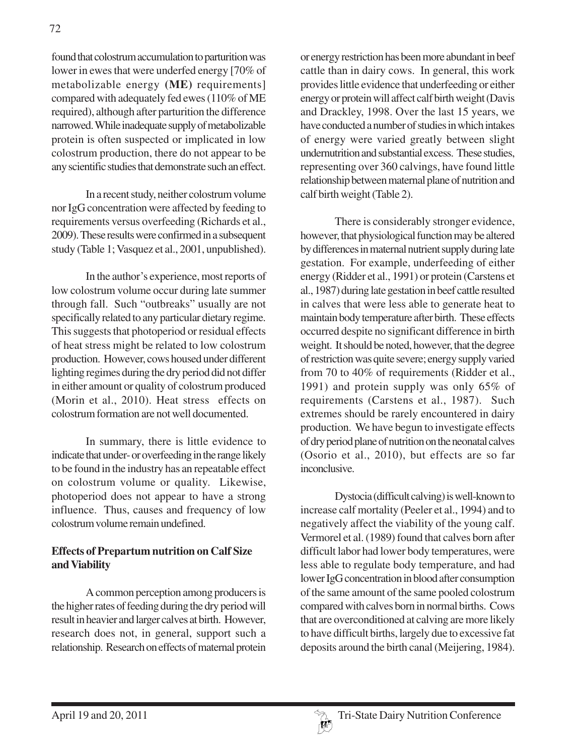found that colostrum accumulation to parturition was lower in ewes that were underfed energy [70% of metabolizable energy **(ME)** requirements] compared with adequately fed ewes (110% of ME required), although after parturition the difference narrowed. While inadequate supply of metabolizable protein is often suspected or implicated in low colostrum production, there do not appear to be any scientific studies that demonstrate such an effect.

In a recent study, neither colostrum volume nor IgG concentration were affected by feeding to requirements versus overfeeding (Richards et al., 2009). These results were confirmed in a subsequent study (Table 1; Vasquez et al., 2001, unpublished).

In the author's experience, most reports of low colostrum volume occur during late summer through fall. Such "outbreaks" usually are not specifically related to any particular dietary regime. This suggests that photoperiod or residual effects of heat stress might be related to low colostrum production. However, cows housed under different lighting regimes during the dry period did not differ in either amount or quality of colostrum produced (Morin et al., 2010). Heat stress effects on colostrum formation are not well documented.

In summary, there is little evidence to indicate that under- or overfeeding in the range likely to be found in the industry has an repeatable effect on colostrum volume or quality. Likewise, photoperiod does not appear to have a strong influence. Thus, causes and frequency of low colostrum volume remain undefined.

## Effects of Prepartum nutrition on Calf Size and Viability

A common perception among producers is the higher rates of feeding during the dry period will result in heavier and larger calves at birth. However, research does not, in general, support such a relationship. Research on effects of maternal protein or energy restriction has been more abundant in beef cattle than in dairy cows. In general, this work provides little evidence that underfeeding or either energy or protein will affect calf birth weight (Davis and Drackley, 1998. Over the last 15 years, we have conducted a number of studies in which intakes of energy were varied greatly between slight undernutrition and substantial excess. These studies, representing over 360 calvings, have found little relationship between maternal plane of nutrition and calf birth weight (Table 2).

There is considerably stronger evidence, however, that physiological function may be altered by differences in maternal nutrient supply during late gestation. For example, underfeeding of either energy (Ridder et al., 1991) or protein (Carstens et al., 1987) during late gestation in beef cattle resulted in calves that were less able to generate heat to maintain body temperature after birth. These effects occurred despite no significant difference in birth weight. It should be noted, however, that the degree of restriction was quite severe; energy supply varied from 70 to 40% of requirements (Ridder et al., 1991) and protein supply was only 65% of requirements (Carstens et al., 1987). Such extremes should be rarely encountered in dairy production. We have begun to investigate effects of dry period plane of nutrition on the neonatal calves (Osorio et al., 2010), but effects are so far inconclusive.

Dystocia (difficult calving) is well-known to increase calf mortality (Peeler et al., 1994) and to negatively affect the viability of the young calf. Vermorel et al. (1989) found that calves born after difficult labor had lower body temperatures, were less able to regulate body temperature, and had lower IgG concentration in blood after consumption of the same amount of the same pooled colostrum compared with calves born in normal births. Cows that are overconditioned at calving are more likely to have difficult births, largely due to excessive fat deposits around the birth canal (Meijering, 1984).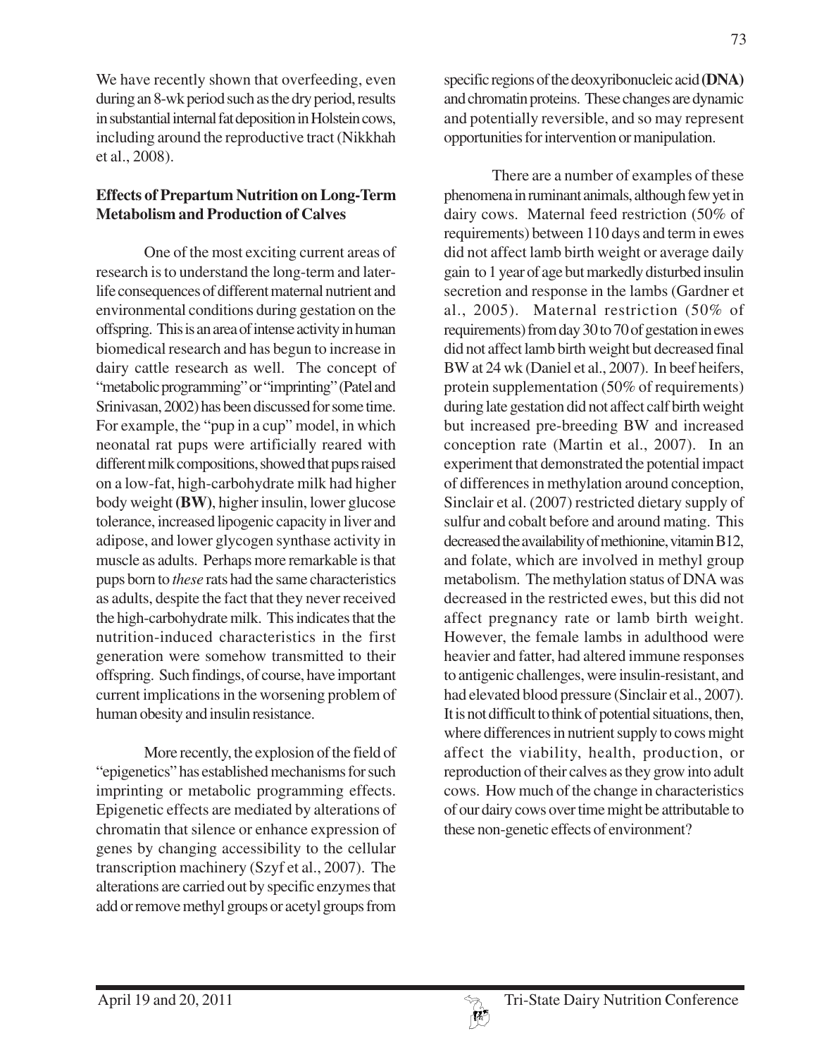We have recently shown that overfeeding, even during an 8-wk period such as the dry period, results in substantial internal fat deposition in Holstein cows, including around the reproductive tract (Nikkhah et al., 2008).

**Effects of Prepartum Nutrition on Long-Term Metabolism and Production of Calves**

One of the most exciting current areas of research is to understand the long-term and later-life consequences of different maternal nutrient and environmental conditions during gestation on the offspring. This is an area of intense activity in human biomedical research and has begun to increase in dairy cattle research as well. The concept of "metabolic programming" or "imprinting" (Patel and Srinivasan, 2002) has been discussed for some time. For example, the "pup in a cup" model, in which neonatal rat pups were artificially reared with different milk compositions, showed that pups raised on a low-fat, high-carbohydrate milk had higher body weight **(BW)**, higher insulin, lower glucose tolerance, increased lipogenic capacity in liver and adipose, and lower glycogen synthase activity in muscle as adults. Perhaps more remarkable is that pups born to *these* rats had the same characteristics as adults, despite the fact that they never received the high-carbohydrate milk. This indicates that the nutrition-induced characteristics in the first generation were somehow transmitted to their offspring. Such findings, of course, have important current implications in the worsening problem of human obesity and insulin resistance.

More recently, the explosion of the field of "epigenetics" has established mechanisms for such imprinting or metabolic programming effects. Epigenetic effects are mediated by alterations of chromatin that silence or enhance expression of genes by changing accessibility to the cellular transcription machinery (Szyf et al., 2007). The alterations are carried out by specific enzymes that add or remove methyl groups or acetyl groups from specific regions of the deoxyribonucleic acid **(DNA)** and chromatin proteins. These changes are dynamic and potentially reversible, and so may represent opportunities for intervention or manipulation.

There are a number of examples of these phenomena in ruminant animals, although few yet in dairy cows. Maternal feed restriction (50% of requirements) between 110 days and term in ewes did not affect lamb birth weight or average daily gain to 1 year of age but markedly disturbed insulin secretion and response in the lambs (Gardner et al., 2005). Maternal restriction (50% of requirements) from day 30 to 70 of gestation in ewes did not affect lamb birth weight but decreased final BW at 24 wk (Daniel et al., 2007). In beef heifers, protein supplementation (50% of requirements) during late gestation did not affect calf birth weight but increased pre-breeding BW and increased conception rate (Martin et al., 2007). In an experiment that demonstrated the potential impact of differences in methylation around conception, Sinclair et al. (2007) restricted dietary supply of sulfur and cobalt before and around mating. This decreased the availability of methionine, vitamin B12, and folate, which are involved in methyl group metabolism. The methylation status of DNA was decreased in the restricted ewes, but this did not affect pregnancy rate or lamb birth weight. However, the female lambs in adulthood were heavier and fatter, had altered immune responses to antigenic challenges, were insulin-resistant, and had elevated blood pressure (Sinclair et al., 2007). It is not difficult to think of potential situations, then, where differences in nutrient supply to cows might affect the viability, health, production, or reproduction of their calves as they grow into adult cows. How much of the change in characteristics of our dairy cows over time might be attributable to these non-genetic effects of environment?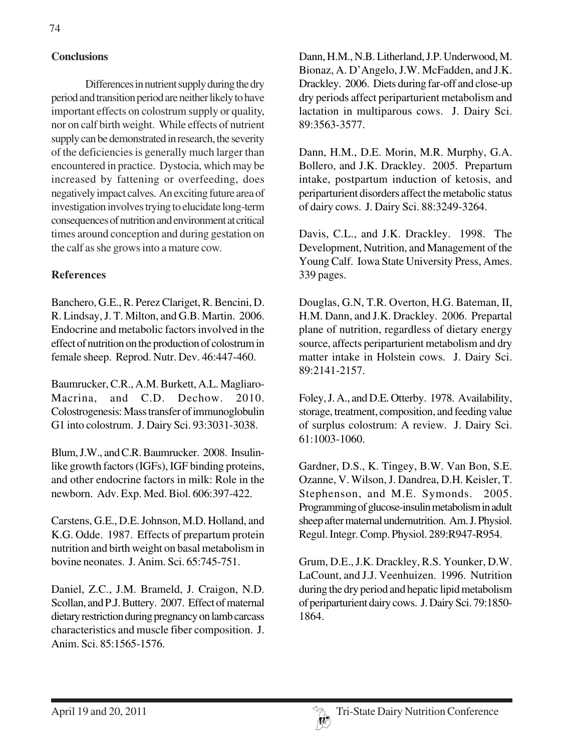## Conclusions

Differences in nutrient supply during the dry period and transition period are neither likely to have important effects on colostrum supply or quality, nor on calf birth weight. While effects of nutrient supply can be demonstrated in research, the severity of the deficiencies is generally much larger than encountered in practice. Dystocia, which may be increased by fattening or overfeeding, does negatively impact calves. An exciting future area of investigation involves trying to elucidate long-term consequences of nutrition and environment at critical times around conception and during gestation on the calf as she grows into a mature cow.

## References

Banchero, G.E., R. Perez Clariget, R. Bencini, D. R. Lindsay, J. T. Milton, and G.B. Martin. 2006. Endocrine and metabolic factors involved in the effect of nutrition on the production of colostrum in female sheep. Reprod. Nutr. Dev. 46:447-460.

Baumrucker, C.R., A.M. Burkett, A.L. Magliaro-Macrina, and C.D. Dechow. 2010. Colostrogenesis: Mass transfer of immunoglobulin G1 into colostrum. J. Dairy Sci. 93:3031-3038.

Blum, J.W., and C.R. Baumrucker. 2008. Insulin-like growth factors (IGFs), IGF binding proteins, and other endocrine factors in milk: Role in the newborn. Adv. Exp. Med. Biol. 606:397-422.

Carstens, G.E., D.E. Johnson, M.D. Holland, and K.G. Odde. 1987. Effects of prepartum protein nutrition and birth weight on basal metabolism in bovine neonates. J. Anim. Sci. 65:745-751.

Daniel, Z.C., J.M. Brameld, J. Craigon, N.D. Scollan, and P.J. Buttery. 2007. Effect of maternal dietary restriction during pregnancy on lamb carcass characteristics and muscle fiber composition. J. Anim. Sci. 85:1565-1576.

Dann, H.M., N.B. Litherland, J.P. Underwood, M. Bionaz, A. D'Angelo, J.W. McFadden, and J.K. Drackley. 2006. Diets during far-off and close-up dry periods affect periparturient metabolism and lactation in multiparous cows. J. Dairy Sci. 89:3563-3577.

Dann, H.M., D.E. Morin, M.R. Murphy, G.A. Bollero, and J.K. Drackley. 2005. Prepartum intake, postpartum induction of ketosis, and periparturient disorders affect the metabolic status of dairy cows. J. Dairy Sci. 88:3249-3264.

Davis, C.L., and J.K. Drackley. 1998. The Development, Nutrition, and Management of the Young Calf. Iowa State University Press, Ames. 339 pages.

Douglas, G.N, T.R. Overton, H.G. Bateman, II, H.M. Dann, and J.K. Drackley. 2006. Prepartal plane of nutrition, regardless of dietary energy source, affects periparturient metabolism and dry matter intake in Holstein cows. J. Dairy Sci. 89:2141-2157.

Foley, J. A., and D.E. Otterby. 1978. Availability, storage, treatment, composition, and feeding value of surplus colostrum: A review. J. Dairy Sci. 61:1003-1060.

Gardner, D.S., K. Tingey, B.W. Van Bon, S.E. Ozanne, V. Wilson, J. Dandrea, D.H. Keisler, T. Stephenson, and M.E. Symonds. 2005. Programming of glucose-insulin metabolism in adult sheep after maternal undernutrition. Am. J. Physiol. Regul. Integr. Comp. Physiol. 289:R947-R954.

Grum, D.E., J.K. Drackley, R.S. Younker, D.W. LaCount, and J.J. Veenhuizen. 1996. Nutrition during the dry period and hepatic lipid metabolism of periparturient dairy cows. J. Dairy Sci. 79:1850-1864.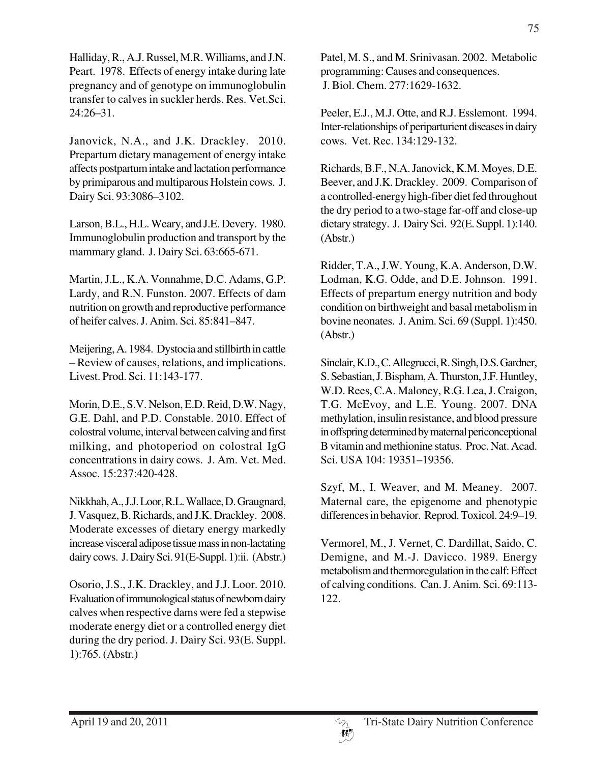Halliday, R., A.J. Russel, M.R. Williams, and J.N. Peart. 1978. Effects of energy intake during late pregnancy and of genotype on immunoglobulin transfer to calves in suckler herds. Res. Vet.Sci. 24:26–31.

Janovick, N.A., and J.K. Drackley. 2010. Prepartum dietary management of energy intake affects postpartum intake and lactation performance by primiparous and multiparous Holstein cows. J. Dairy Sci. 93:3086–3102.

Larson, B.L., H.L. Weary, and J.E. Devery. 1980. Immunoglobulin production and transport by the mammary gland. J. Dairy Sci. 63:665-671.

Martin, J.L., K.A. Vonnahme, D.C. Adams, G.P. Lardy, and R.N. Funston. 2007. Effects of dam nutrition on growth and reproductive performance of heifer calves. J. Anim. Sci. 85:841–847.

Meijering, A. 1984. Dystocia and stillbirth in cattle – Review of causes, relations, and implications. Livest. Prod. Sci. 11:143-177.

Morin, D.E., S.V. Nelson, E.D. Reid, D.W. Nagy, G.E. Dahl, and P.D. Constable. 2010. Effect of colostral volume, interval between calving and first milking, and photoperiod on colostral IgG concentrations in dairy cows. J. Am. Vet. Med. Assoc. 15:237:420-428.

Nikkhah, A., J.J. Loor, R.L. Wallace, D. Graugnard, J. Vasquez, B. Richards, and J.K. Drackley. 2008. Moderate excesses of dietary energy markedly increase visceral adipose tissue mass in non-lactating dairy cows. J. Dairy Sci. 91(E-Suppl. 1):ii. (Abstr.)

Osorio, J.S., J.K. Drackley, and J.J. Loor. 2010. Evaluation of immunological status of newborn dairy calves when respective dams were fed a stepwise moderate energy diet or a controlled energy diet during the dry period. J. Dairy Sci. 93(E. Suppl. 1):765. (Abstr.)

Patel, M. S., and M. Srinivasan. 2002. Metabolic programming: Causes and consequences. J. Biol. Chem. 277:1629-1632.

Peeler, E.J., M.J. Otte, and R.J. Esslemont. 1994. Inter-relationships of periparturient diseases in dairy cows. Vet. Rec. 134:129-132.

Richards, B.F., N.A. Janovick, K.M. Moyes, D.E. Beever, and J.K. Drackley. 2009. Comparison of a controlled-energy high-fiber diet fed throughout the dry period to a two-stage far-off and close-up dietary strategy. J. Dairy Sci. 92(E. Suppl. 1):140. (Abstr.)

Ridder, T.A., J.W. Young, K.A. Anderson, D.W. Lodman, K.G. Odde, and D.E. Johnson. 1991. Effects of prepartum energy nutrition and body condition on birthweight and basal metabolism in bovine neonates. J. Anim. Sci. 69 (Suppl. 1):450. (Abstr.)

Sinclair, K.D., C. Allegrucci, R. Singh, D.S. Gardner, S. Sebastian, J. Bispham, A. Thurston, J.F. Huntley, W.D. Rees, C.A. Maloney, R.G. Lea, J. Craigon, T.G. McEvoy, and L.E. Young. 2007. DNA methylation, insulin resistance, and blood pressure in offspring determined by maternal periconceptional B vitamin and methionine status. Proc. Nat. Acad. Sci. USA 104: 19351–19356.

Szyf, M., I. Weaver, and M. Meaney. 2007. Maternal care, the epigenome and phenotypic differences in behavior. Reprod. Toxicol. 24:9–19.

Vermorel, M., J. Vernet, C. Dardillat, Saido, C. Demigne, and M.-J. Davicco. 1989. Energy metabolism and thermoregulation in the calf: Effect of calving conditions. Can. J. Anim. Sci. 69:113-122.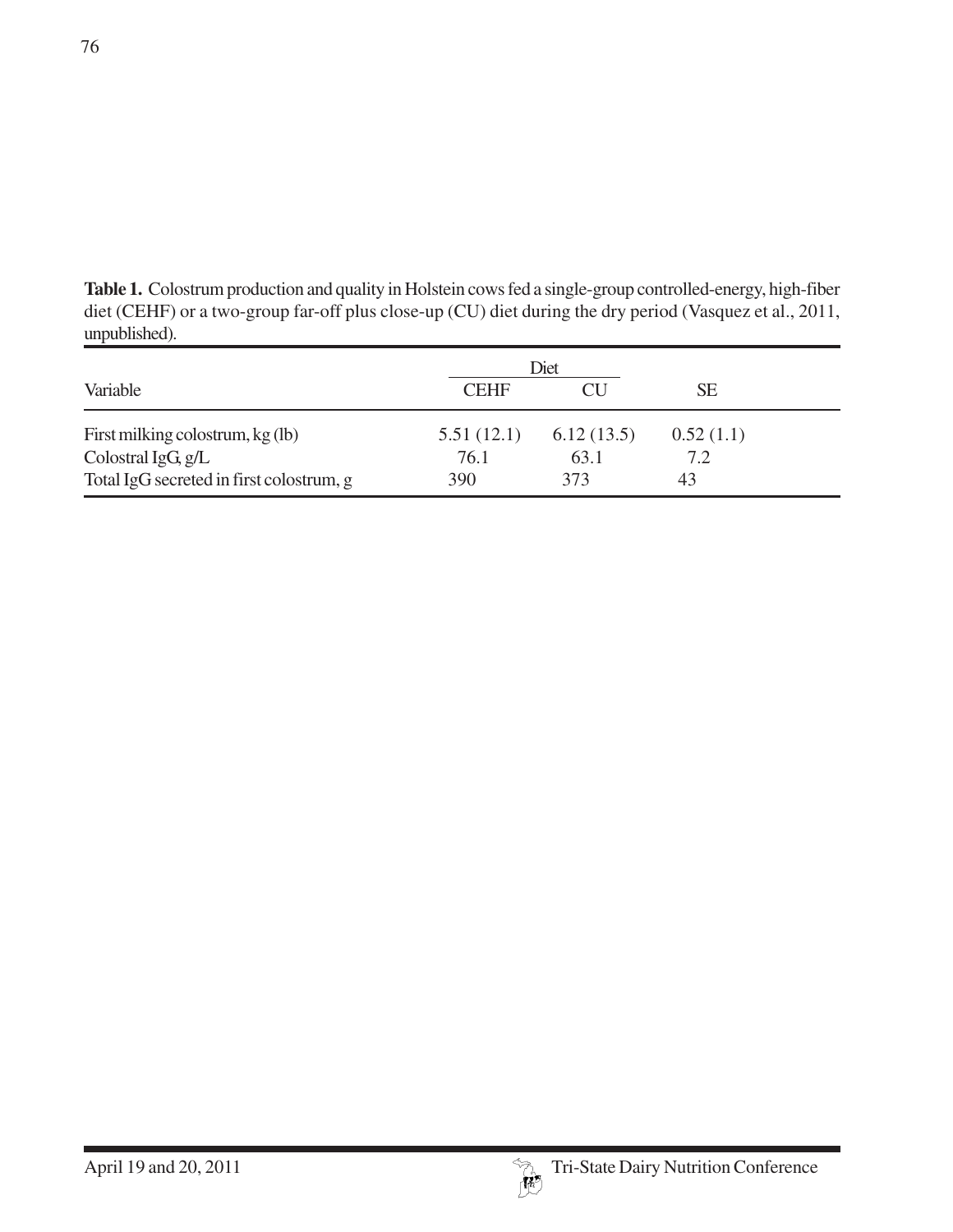**Table 1.** Colostrum production and quality in Holstein cows fed a single-group controlled-energy, high-fiber diet (CEHF) or a two-group far-off plus close-up (CU) diet during the dry period (Vasquez et al., 2011, unpublished).

| | Diet | | |
|---|---|---|---|
| Variable | CEHF | CU | SE |
| First milking colostrum, kg (lb) | 5.51 (12.1) | 6.12 (13.5) | 0.52 (1.1) |
| Colostral IgG, g/L | 76.1 | 63.1 | 7.2 |
| Total IgG secreted in first colostrum, g | 390 | 373 | 43 |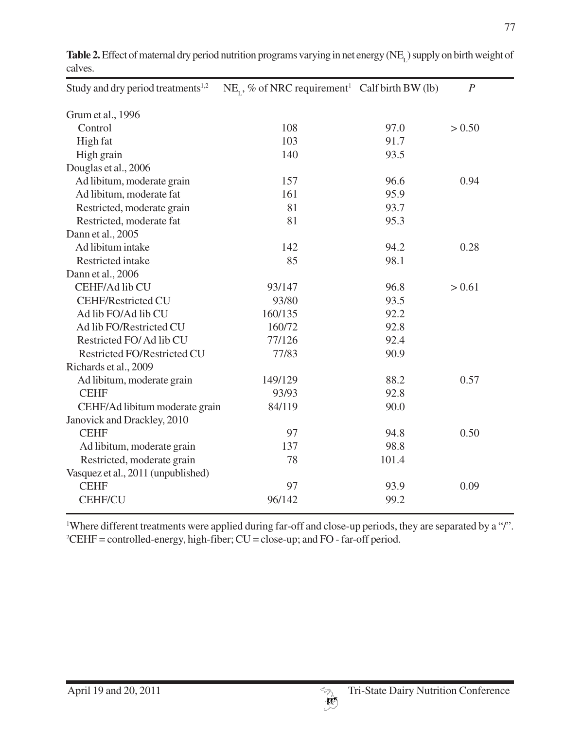**Table 2.** Effect of maternal dry period nutrition programs varying in net energy ($NE_L$) supply on birth weight of calves.

| Study and dry period treatments[1,2] | $NE_L$, % of NRC requirement[1] | Calf birth BW (lb) | *P* |
|---|---|---|---|
| Grum et al., 1996 | | | |
| Control | 108 | 97.0 | > 0.50 |
| High fat | 103 | 91.7 | |
| High grain | 140 | 93.5 | |
| Douglas et al., 2006 | | | |
| Ad libitum, moderate grain | 157 | 96.6 | 0.94 |
| Ad libitum, moderate fat | 161 | 95.9 | |
| Restricted, moderate grain | 81 | 93.7 | |
| Restricted, moderate fat | 81 | 95.3 | |
| Dann et al., 2005 | | | |
| Ad libitum intake | 142 | 94.2 | 0.28 |
| Restricted intake | 85 | 98.1 | |
| Dann et al., 2006 | | | |
| CEHF/Ad lib CU | 93/147 | 96.8 | > 0.61 |
| CEHF/Restricted CU | 93/80 | 93.5 | |
| Ad lib FO/Ad lib CU | 160/135 | 92.2 | |
| Ad lib FO/Restricted CU | 160/72 | 92.8 | |
| Restricted FO/ Ad lib CU | 77/126 | 92.4 | |
| Restricted FO/Restricted CU | 77/83 | 90.9 | |
| Richards et al., 2009 | | | |
| Ad libitum, moderate grain | 149/129 | 88.2 | 0.57 |
| CEHF | 93/93 | 92.8 | |
| CEHF/Ad libitum moderate grain | 84/119 | 90.0 | |
| Janovick and Drackley, 2010 | | | |
| CEHF | 97 | 94.8 | 0.50 |
| Ad libitum, moderate grain | 137 | 98.8 | |
| Restricted, moderate grain | 78 | 101.4 | |
| Vasquez et al., 2011 (unpublished) | | | |
| CEHF | 97 | 93.9 | 0.09 |
| CEHF/CU | 96/142 | 99.2 | |

[1]Where different treatments were applied during far-off and close-up periods, they are separated by a "/".
[2]CEHF = controlled-energy, high-fiber; CU = close-up; and FO - far-off period.